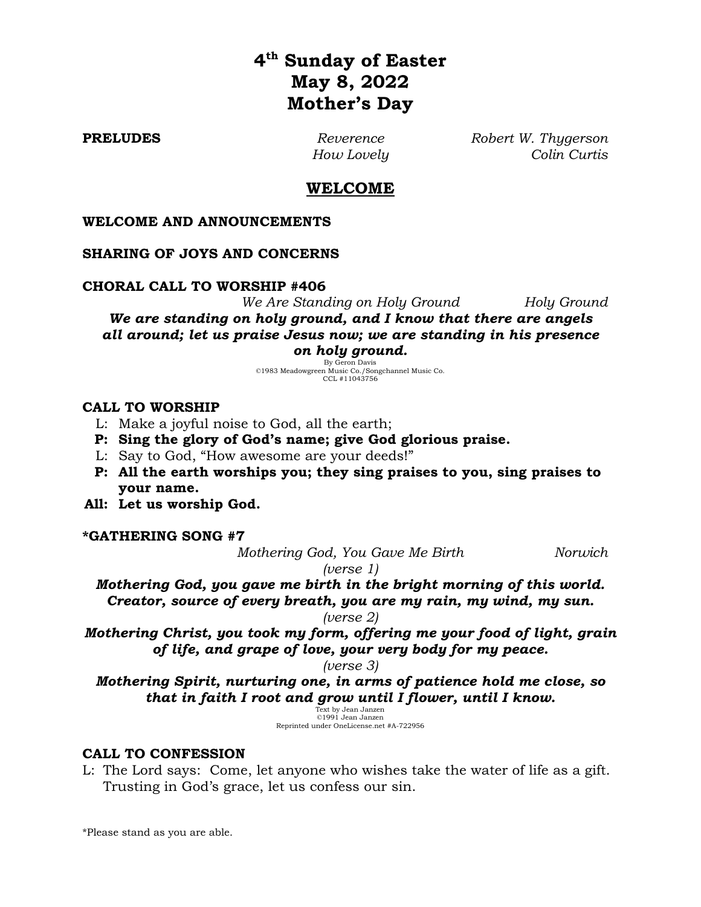# 4th Sunday of Easter
# May 8, 2022
# Mother's Day

**PRELUDES** *Reverence* *Robert W. Thygerson*
*How Lovely* *Colin Curtis*

## WELCOME

**WELCOME AND ANNOUNCEMENTS**

**SHARING OF JOYS AND CONCERNS**

**CHORAL CALL TO WORSHIP #406**
*We Are Standing on Holy Ground* *Holy Ground*

***We are standing on holy ground, and I know that there are angels all around; let us praise Jesus now; we are standing in his presence on holy ground.***

By Geron Davis
©1983 Meadowgreen Music Co./Songchannel Music Co.
CCL #11043756

**CALL TO WORSHIP**

L: Make a joyful noise to God, all the earth;
**P: Sing the glory of God's name; give God glorious praise.**
L: Say to God, "How awesome are your deeds!"
**P: All the earth worships you; they sing praises to you, sing praises to your name.**
**All: Let us worship God.**

**\*GATHERING SONG #7**
*Mothering God, You Gave Me Birth* *Norwich*

*(verse 1)*
***Mothering God, you gave me birth in the bright morning of this world. Creator, source of every breath, you are my rain, my wind, my sun.***

*(verse 2)*
***Mothering Christ, you took my form, offering me your food of light, grain of life, and grape of love, your very body for my peace.***

*(verse 3)*
***Mothering Spirit, nurturing one, in arms of patience hold me close, so that in faith I root and grow until I flower, until I know.***

Text by Jean Janzen
©1991 Jean Janzen
Reprinted under OneLicense.net #A-722956

**CALL TO CONFESSION**

L: The Lord says: Come, let anyone who wishes take the water of life as a gift. Trusting in God's grace, let us confess our sin.

*Please stand as you are able.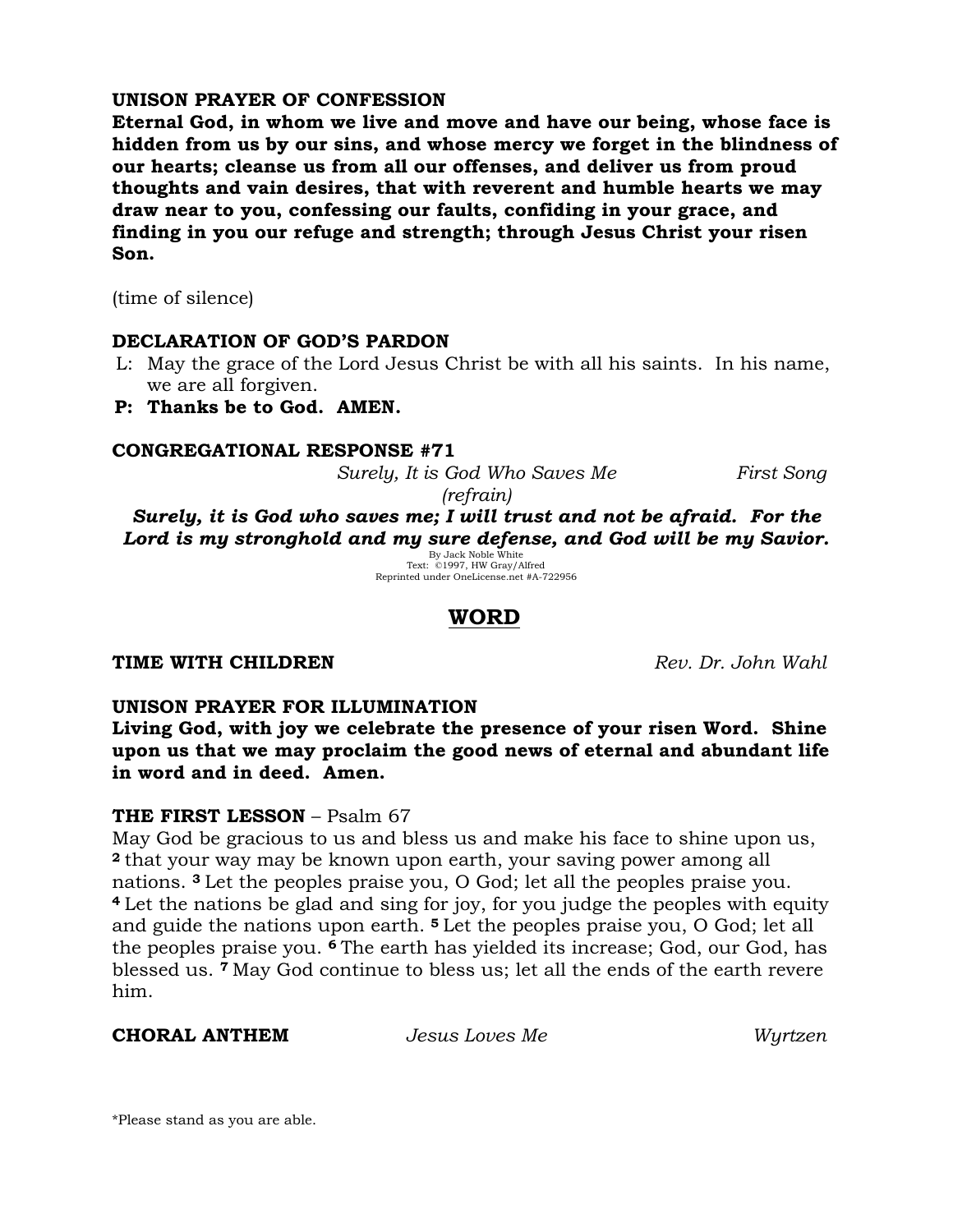**UNISON PRAYER OF CONFESSION**

**Eternal God, in whom we live and move and have our being, whose face is hidden from us by our sins, and whose mercy we forget in the blindness of our hearts; cleanse us from all our offenses, and deliver us from proud thoughts and vain desires, that with reverent and humble hearts we may draw near to you, confessing our faults, confiding in your grace, and finding in you our refuge and strength; through Jesus Christ your risen Son.**

(time of silence)

**DECLARATION OF GOD'S PARDON**

L: May the grace of the Lord Jesus Christ be with all his saints. In his name, we are all forgiven.

**P: Thanks be to God. AMEN.**

**CONGREGATIONAL RESPONSE #71**

*Surely, It is God Who Saves Me (refrain)* *First Song*

***Surely, it is God who saves me; I will trust and not be afraid. For the Lord is my stronghold and my sure defense, and God will be my Savior.***

By Jack Noble White
Text: ©1997, HW Gray/Alfred
Reprinted under OneLicense.net #A-722956

## WORD

**TIME WITH CHILDREN** *Rev. Dr. John Wahl*

**UNISON PRAYER FOR ILLUMINATION**

**Living God, with joy we celebrate the presence of your risen Word. Shine upon us that we may proclaim the good news of eternal and abundant life in word and in deed. Amen.**

**THE FIRST LESSON** – Psalm 67

May God be gracious to us and bless us and make his face to shine upon us, **2** that your way may be known upon earth, your saving power among all nations. **3** Let the peoples praise you, O God; let all the peoples praise you. **4** Let the nations be glad and sing for joy, for you judge the peoples with equity and guide the nations upon earth. **5** Let the peoples praise you, O God; let all the peoples praise you. **6** The earth has yielded its increase; God, our God, has blessed us. **7** May God continue to bless us; let all the ends of the earth revere him.

**CHORAL ANTHEM** *Jesus Loves Me* *Wyrtzen*

*Please stand as you are able.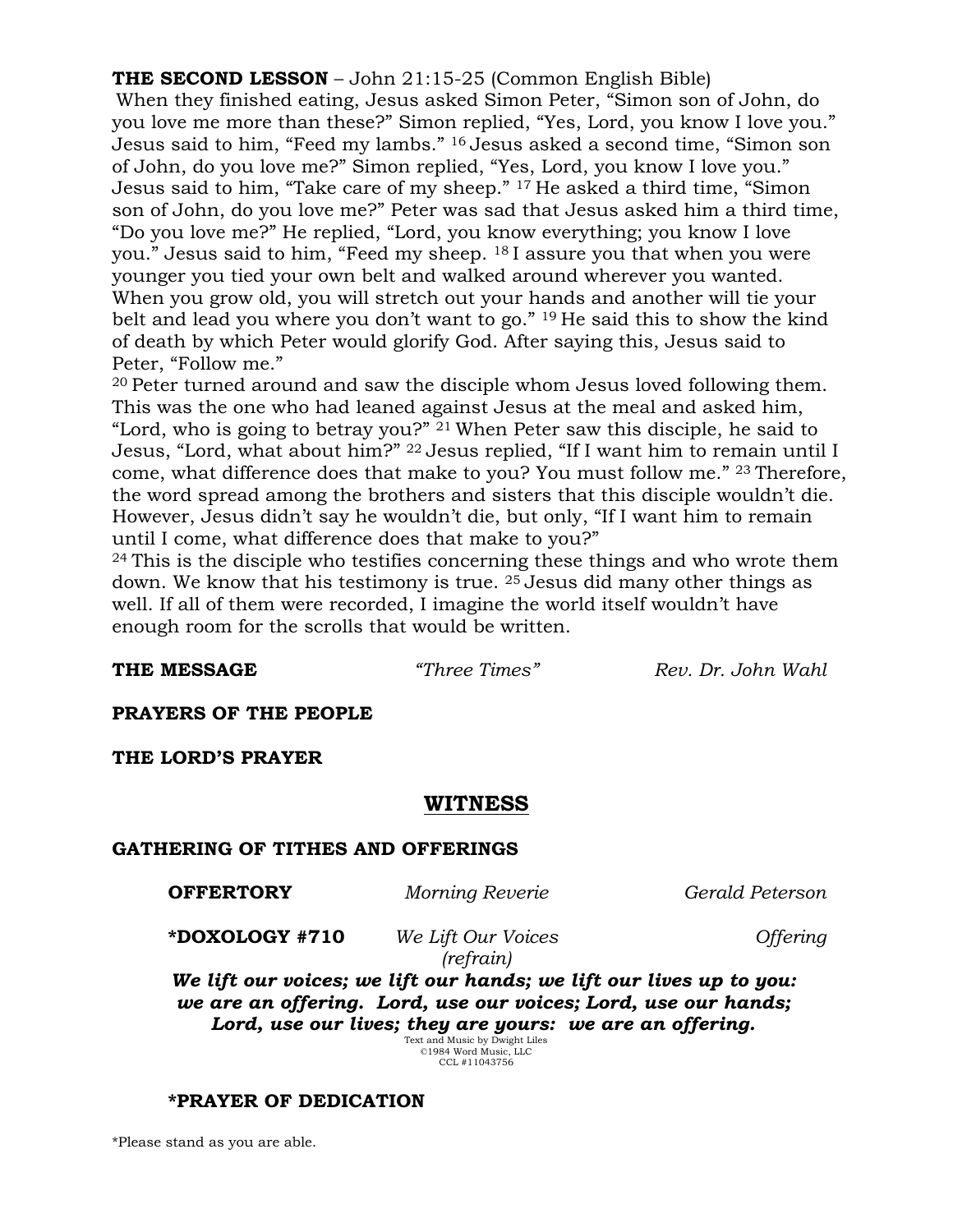**THE SECOND LESSON** – John 21:15-25 (Common English Bible)

When they finished eating, Jesus asked Simon Peter, "Simon son of John, do you love me more than these?" Simon replied, "Yes, Lord, you know I love you." Jesus said to him, "Feed my lambs." [16] Jesus asked a second time, "Simon son of John, do you love me?" Simon replied, "Yes, Lord, you know I love you." Jesus said to him, "Take care of my sheep." [17] He asked a third time, "Simon son of John, do you love me?" Peter was sad that Jesus asked him a third time, "Do you love me?" He replied, "Lord, you know everything; you know I love you." Jesus said to him, "Feed my sheep. [18] I assure you that when you were younger you tied your own belt and walked around wherever you wanted. When you grow old, you will stretch out your hands and another will tie your belt and lead you where you don't want to go." [19] He said this to show the kind of death by which Peter would glorify God. After saying this, Jesus said to Peter, "Follow me."

[20] Peter turned around and saw the disciple whom Jesus loved following them. This was the one who had leaned against Jesus at the meal and asked him, "Lord, who is going to betray you?" [21] When Peter saw this disciple, he said to Jesus, "Lord, what about him?" [22] Jesus replied, "If I want him to remain until I come, what difference does that make to you? You must follow me." [23] Therefore, the word spread among the brothers and sisters that this disciple wouldn't die. However, Jesus didn't say he wouldn't die, but only, "If I want him to remain until I come, what difference does that make to you?"

[24] This is the disciple who testifies concerning these things and who wrote them down. We know that his testimony is true. [25] Jesus did many other things as well. If all of them were recorded, I imagine the world itself wouldn't have enough room for the scrolls that would be written.

**THE MESSAGE** *"Three Times"* *Rev. Dr. John Wahl*

**PRAYERS OF THE PEOPLE**

**THE LORD'S PRAYER**

## WITNESS

**GATHERING OF TITHES AND OFFERINGS**

**OFFERTORY** *Morning Reverie* *Gerald Peterson*

***DOXOLOGY #710** *We Lift Our Voices (refrain)* *Offering*

***We lift our voices; we lift our hands; we lift our lives up to you: we are an offering. Lord, use our voices; Lord, use our hands; Lord, use our lives; they are yours: we are an offering.***

Text and Music by Dwight Liles
©1984 Word Music, LLC
CCL #11043756

***PRAYER OF DEDICATION**

*Please stand as you are able.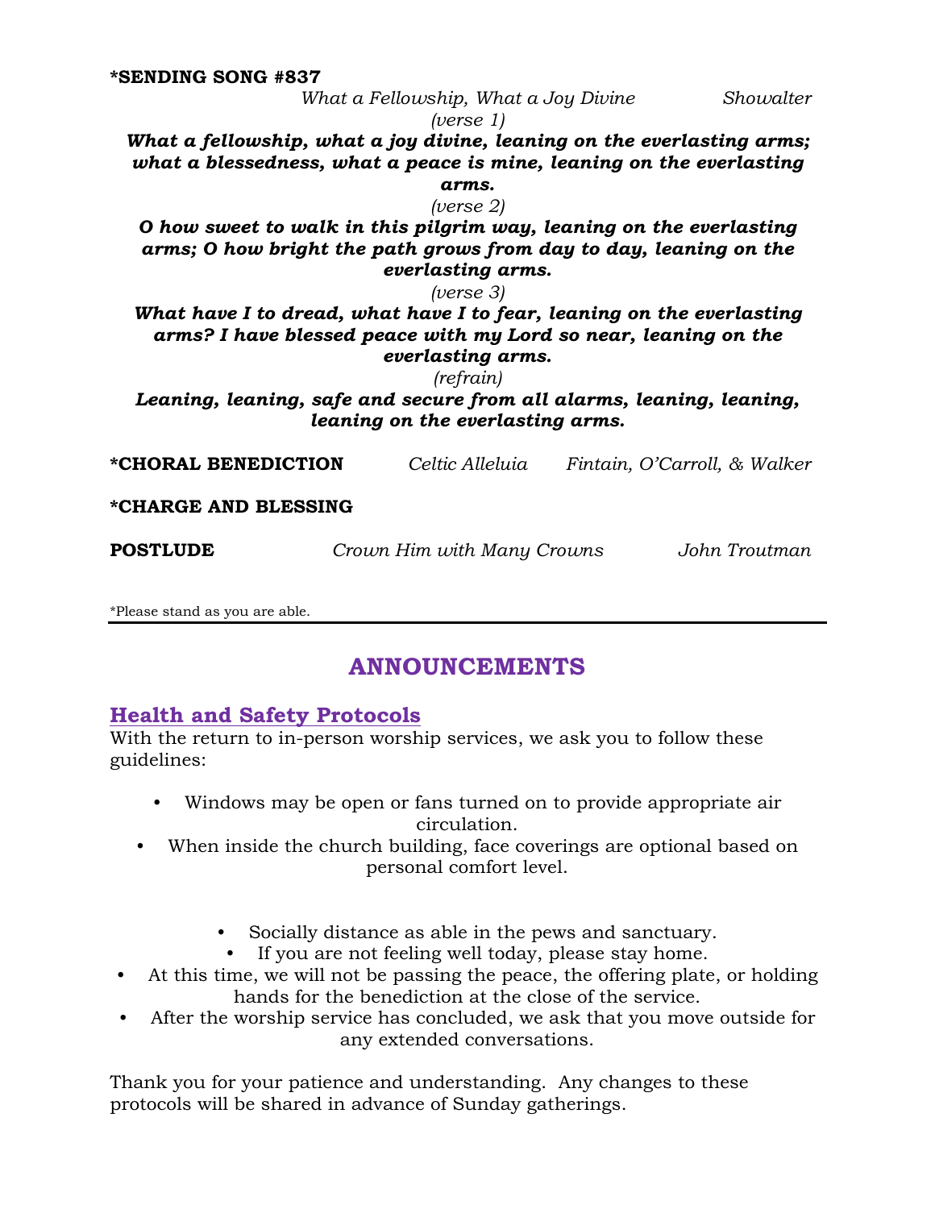**\*SENDING SONG #837**

*What a Fellowship, What a Joy Divine* *Showalter*

*(verse 1)*

***What a fellowship, what a joy divine, leaning on the everlasting arms; what a blessedness, what a peace is mine, leaning on the everlasting arms.***

*(verse 2)*

***O how sweet to walk in this pilgrim way, leaning on the everlasting arms; O how bright the path grows from day to day, leaning on the everlasting arms.***

*(verse 3)*

***What have I to dread, what have I to fear, leaning on the everlasting arms? I have blessed peace with my Lord so near, leaning on the everlasting arms.***

*(refrain)*

***Leaning, leaning, safe and secure from all alarms, leaning, leaning, leaning on the everlasting arms.***

**\*CHORAL BENEDICTION** *Celtic Alleluia* *Fintain, O'Carroll, & Walker*

**\*CHARGE AND BLESSING**

**POSTLUDE** *Crown Him with Many Crowns* *John Troutman*

\*Please stand as you are able.

---

## ANNOUNCEMENTS

### Health and Safety Protocols

With the return to in-person worship services, we ask you to follow these guidelines:

- Windows may be open or fans turned on to provide appropriate air circulation.
- When inside the church building, face coverings are optional based on personal comfort level.
- Socially distance as able in the pews and sanctuary.
- If you are not feeling well today, please stay home.
- At this time, we will not be passing the peace, the offering plate, or holding hands for the benediction at the close of the service.
- After the worship service has concluded, we ask that you move outside for any extended conversations.

Thank you for your patience and understanding. Any changes to these protocols will be shared in advance of Sunday gatherings.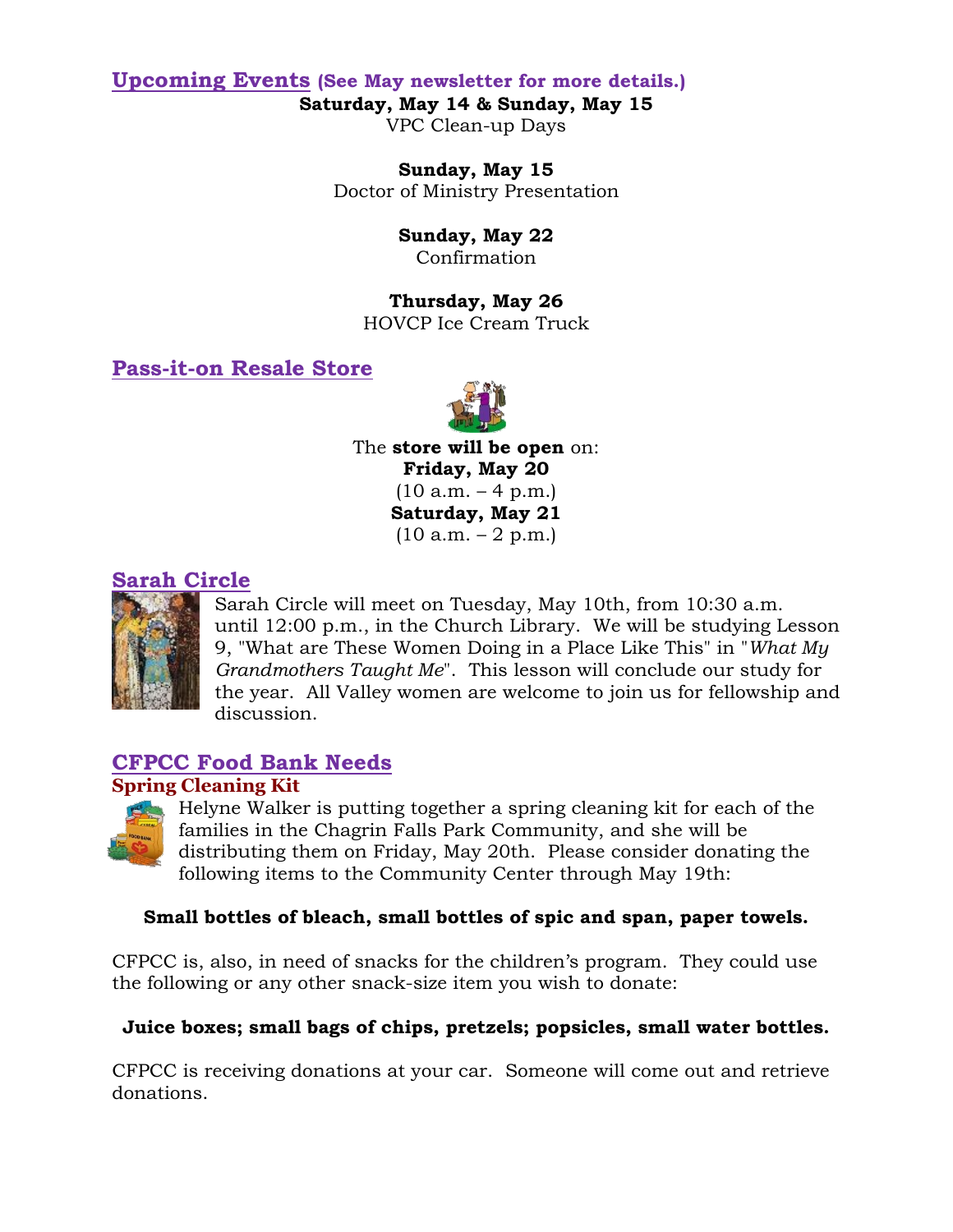## Upcoming Events (See May newsletter for more details.)

**Saturday, May 14 & Sunday, May 15**
VPC Clean-up Days

**Sunday, May 15**
Doctor of Ministry Presentation

**Sunday, May 22**
Confirmation

**Thursday, May 26**
HOVCP Ice Cream Truck

## Pass-it-on Resale Store

The **store will be open** on:
**Friday, May 20**
(10 a.m. – 4 p.m.)
**Saturday, May 21**
(10 a.m. – 2 p.m.)

## Sarah Circle

Sarah Circle will meet on Tuesday, May 10th, from 10:30 a.m. until 12:00 p.m., in the Church Library. We will be studying Lesson 9, "What are These Women Doing in a Place Like This" in "*What My Grandmothers Taught Me*". This lesson will conclude our study for the year. All Valley women are welcome to join us for fellowship and discussion.

## CFPCC Food Bank Needs

### Spring Cleaning Kit

Helyne Walker is putting together a spring cleaning kit for each of the families in the Chagrin Falls Park Community, and she will be distributing them on Friday, May 20th. Please consider donating the following items to the Community Center through May 19th:

**Small bottles of bleach, small bottles of spic and span, paper towels.**

CFPCC is, also, in need of snacks for the children's program. They could use the following or any other snack-size item you wish to donate:

**Juice boxes; small bags of chips, pretzels; popsicles, small water bottles.**

CFPCC is receiving donations at your car. Someone will come out and retrieve donations.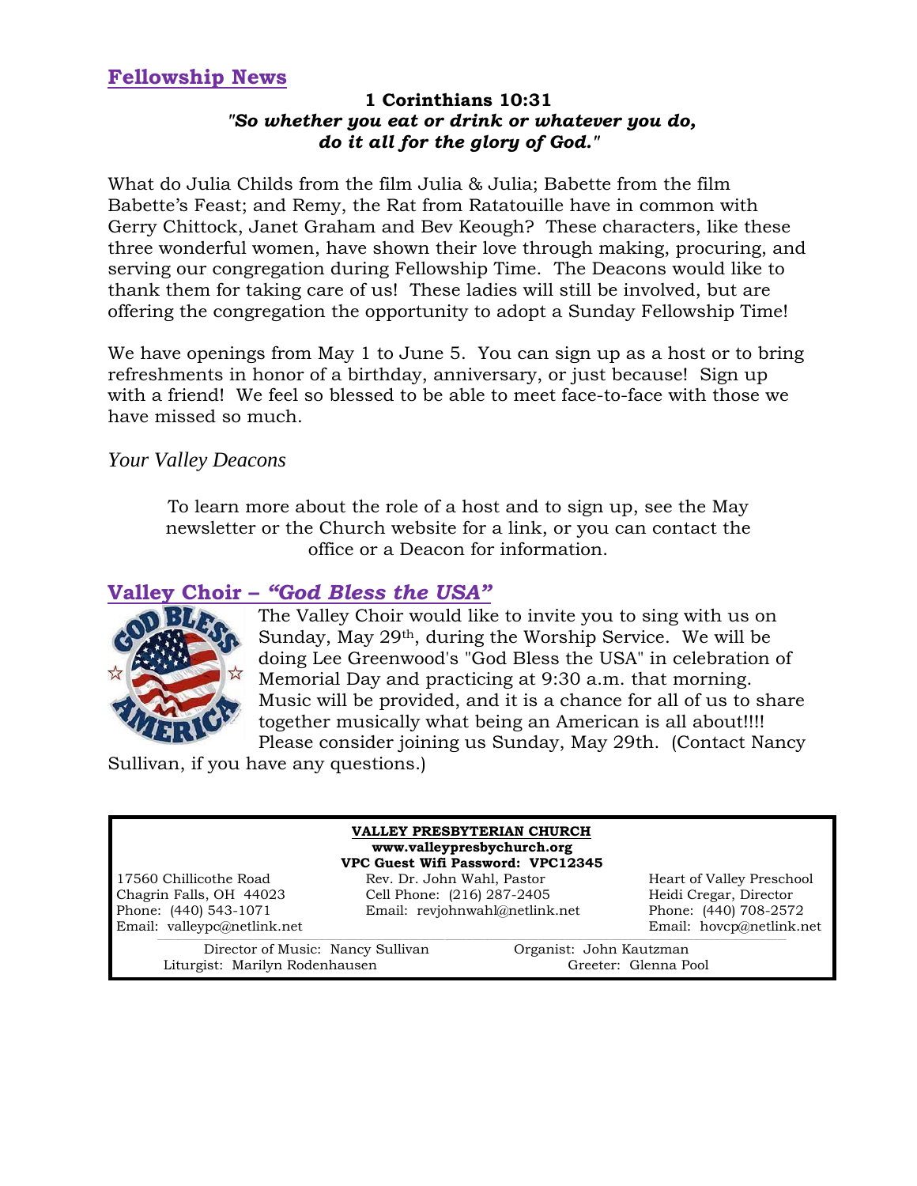## Fellowship News

**1 Corinthians 10:31**
***"So whether you eat or drink or whatever you do, do it all for the glory of God."***

What do Julia Childs from the film Julia & Julia; Babette from the film Babette's Feast; and Remy, the Rat from Ratatouille have in common with Gerry Chittock, Janet Graham and Bev Keough? These characters, like these three wonderful women, have shown their love through making, procuring, and serving our congregation during Fellowship Time. The Deacons would like to thank them for taking care of us! These ladies will still be involved, but are offering the congregation the opportunity to adopt a Sunday Fellowship Time!

We have openings from May 1 to June 5. You can sign up as a host or to bring refreshments in honor of a birthday, anniversary, or just because! Sign up with a friend! We feel so blessed to be able to meet face-to-face with those we have missed so much.

*Your Valley Deacons*

To learn more about the role of a host and to sign up, see the May newsletter or the Church website for a link, or you can contact the office or a Deacon for information.

## Valley Choir – *"God Bless the USA"*

The Valley Choir would like to invite you to sing with us on Sunday, May 29th, during the Worship Service. We will be doing Lee Greenwood's "God Bless the USA" in celebration of Memorial Day and practicing at 9:30 a.m. that morning. Music will be provided, and it is a chance for all of us to share together musically what being an American is all about!!!! Please consider joining us Sunday, May 29th. (Contact Nancy Sullivan, if you have any questions.)

**VALLEY PRESBYTERIAN CHURCH**
**www.valleypresbychurch.org**
**VPC Guest Wifi Password: VPC12345**

17560 Chillicothe Road
Chagrin Falls, OH 44023
Phone: (440) 543-1071
Email: valleypc@netlink.net

Rev. Dr. John Wahl, Pastor
Cell Phone: (216) 287-2405
Email: revjohnwahl@netlink.net

Heart of Valley Preschool
Heidi Cregar, Director
Phone: (440) 708-2572
Email: hovcp@netlink.net

Director of Music: Nancy Sullivan
Liturgist: Marilyn Rodenhausen
Organist: John Kautzman
Greeter: Glenna Pool